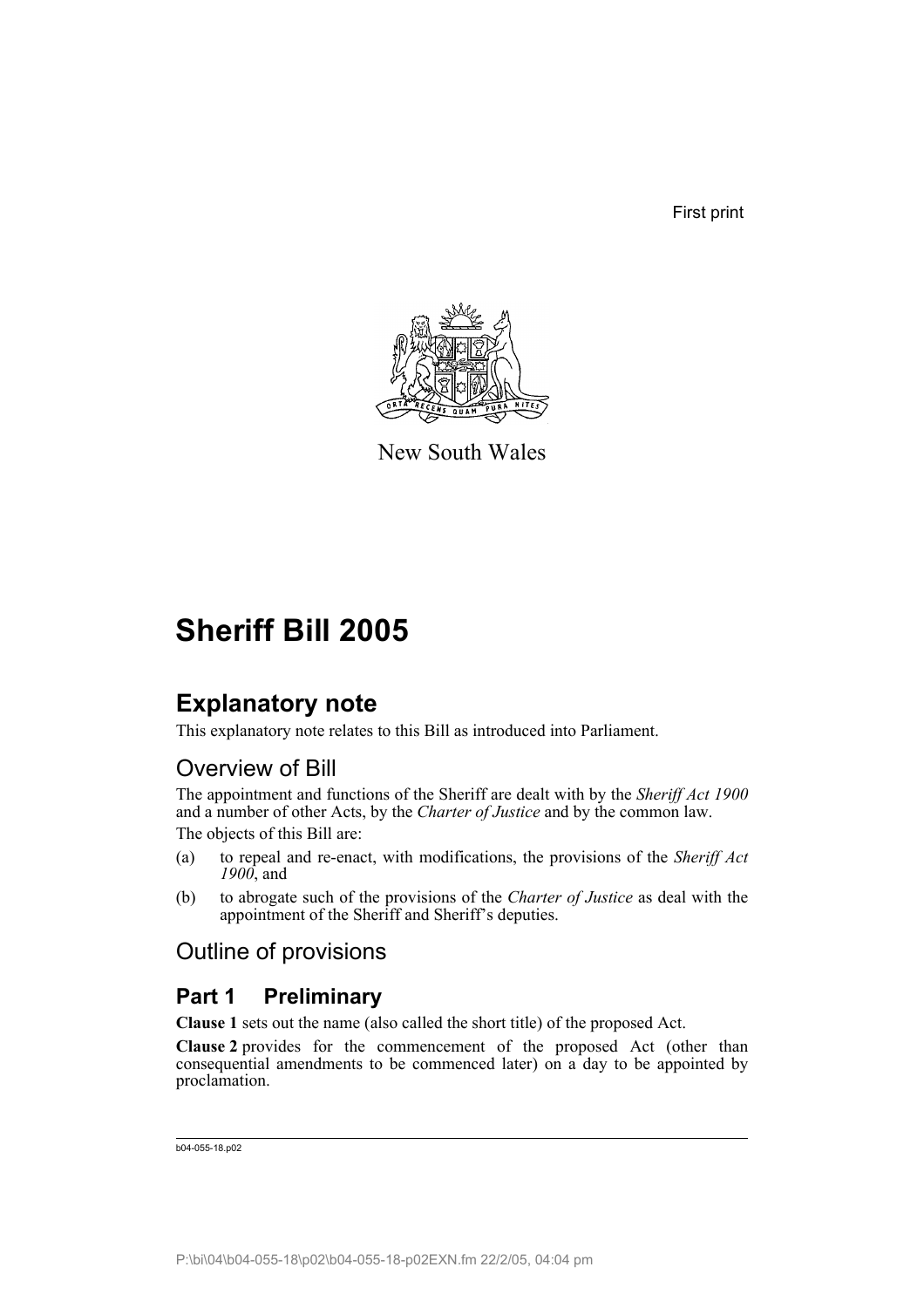First print

New South Wales

# Sheriff Bill 2005

## Explanatory note

This explanatory note relates to this Bill as introduced into Parliament.

### Overview of Bill

The appointment and functions of the Sheriff are dealt with by the *Sheriff Act 1900* and a number of other Acts, by the *Charter of Justice* and by the common law.

The objects of this Bill are:

(a) to repeal and re-enact, with modifications, the provisions of the *Sheriff Act 1900*, and

(b) to abrogate such of the provisions of the *Charter of Justice* as deal with the appointment of the Sheriff and Sheriff's deputies.

### Outline of provisions

## Part 1 Preliminary

**Clause 1** sets out the name (also called the short title) of the proposed Act.

**Clause 2** provides for the commencement of the proposed Act (other than consequential amendments to be commenced later) on a day to be appointed by proclamation.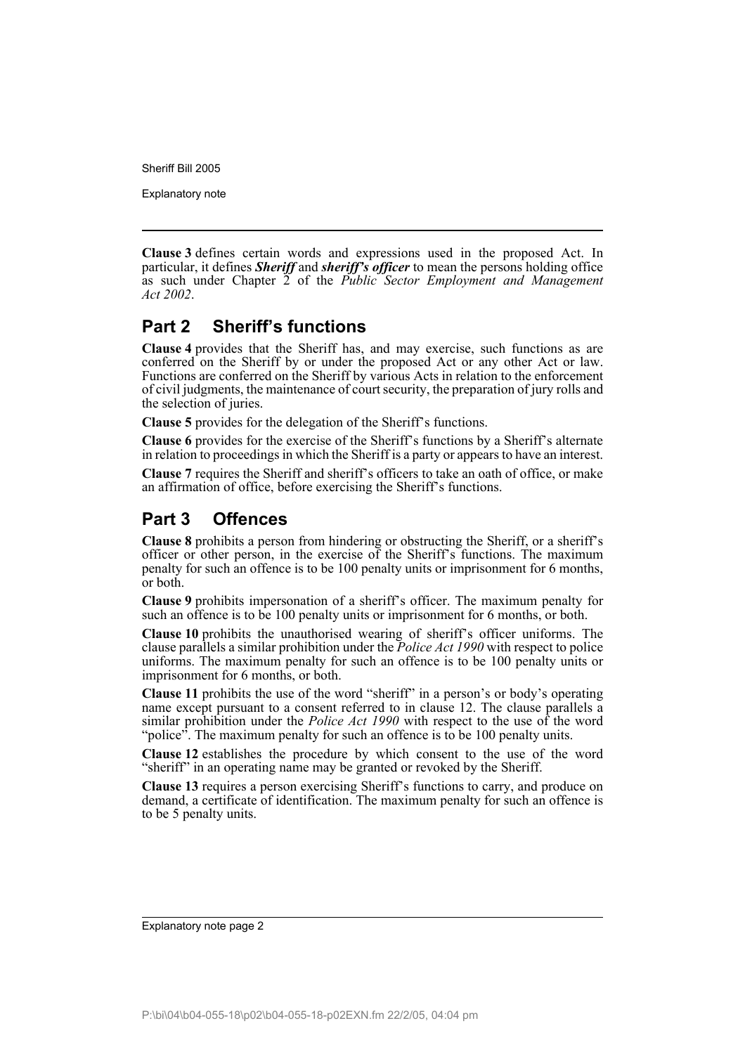**Clause 3** defines certain words and expressions used in the proposed Act. In particular, it defines ***Sheriff*** and ***sheriff's officer*** to mean the persons holding office as such under Chapter 2 of the *Public Sector Employment and Management Act 2002*.

## Part 2 Sheriff's functions

**Clause 4** provides that the Sheriff has, and may exercise, such functions as are conferred on the Sheriff by or under the proposed Act or any other Act or law. Functions are conferred on the Sheriff by various Acts in relation to the enforcement of civil judgments, the maintenance of court security, the preparation of jury rolls and the selection of juries.

**Clause 5** provides for the delegation of the Sheriff's functions.

**Clause 6** provides for the exercise of the Sheriff's functions by a Sheriff's alternate in relation to proceedings in which the Sheriff is a party or appears to have an interest.

**Clause 7** requires the Sheriff and sheriff's officers to take an oath of office, or make an affirmation of office, before exercising the Sheriff's functions.

## Part 3 Offences

**Clause 8** prohibits a person from hindering or obstructing the Sheriff, or a sheriff's officer or other person, in the exercise of the Sheriff's functions. The maximum penalty for such an offence is to be 100 penalty units or imprisonment for 6 months, or both.

**Clause 9** prohibits impersonation of a sheriff's officer. The maximum penalty for such an offence is to be 100 penalty units or imprisonment for 6 months, or both.

**Clause 10** prohibits the unauthorised wearing of sheriff's officer uniforms. The clause parallels a similar prohibition under the *Police Act 1990* with respect to police uniforms. The maximum penalty for such an offence is to be 100 penalty units or imprisonment for 6 months, or both.

**Clause 11** prohibits the use of the word "sheriff" in a person's or body's operating name except pursuant to a consent referred to in clause 12. The clause parallels a similar prohibition under the *Police Act 1990* with respect to the use of the word "police". The maximum penalty for such an offence is to be 100 penalty units.

**Clause 12** establishes the procedure by which consent to the use of the word "sheriff" in an operating name may be granted or revoked by the Sheriff.

**Clause 13** requires a person exercising Sheriff's functions to carry, and produce on demand, a certificate of identification. The maximum penalty for such an offence is to be 5 penalty units.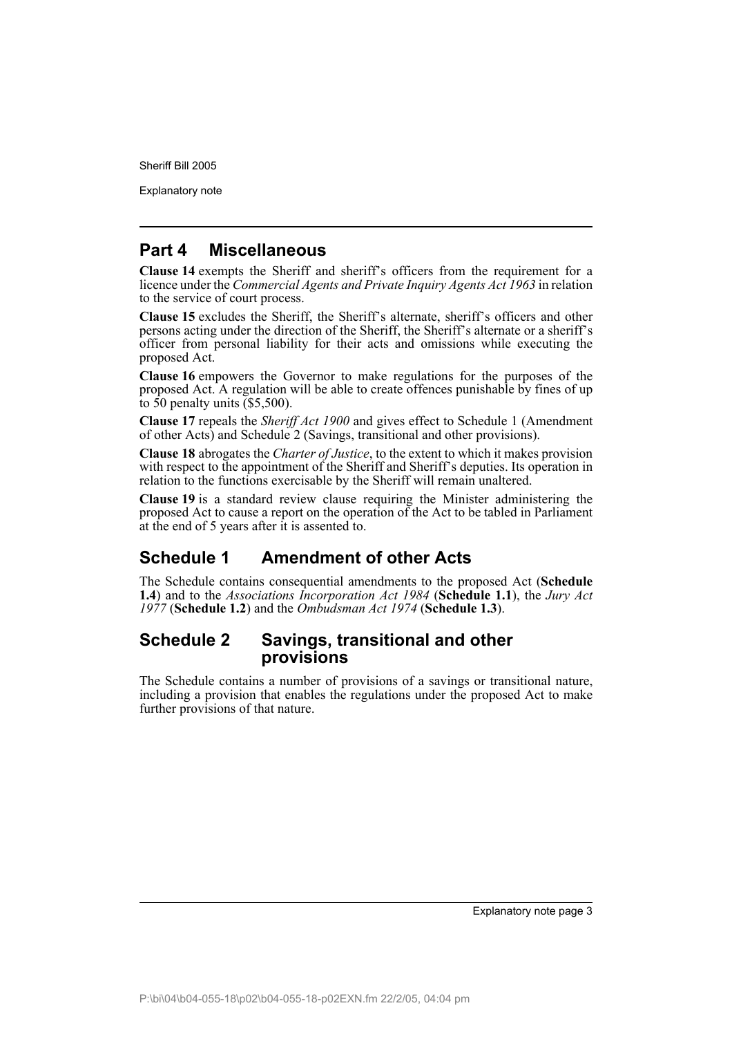## Part 4 Miscellaneous

**Clause 14** exempts the Sheriff and sheriff's officers from the requirement for a licence under the *Commercial Agents and Private Inquiry Agents Act 1963* in relation to the service of court process.

**Clause 15** excludes the Sheriff, the Sheriff's alternate, sheriff's officers and other persons acting under the direction of the Sheriff, the Sheriff's alternate or a sheriff's officer from personal liability for their acts and omissions while executing the proposed Act.

**Clause 16** empowers the Governor to make regulations for the purposes of the proposed Act. A regulation will be able to create offences punishable by fines of up to 50 penalty units ($5,500).

**Clause 17** repeals the *Sheriff Act 1900* and gives effect to Schedule 1 (Amendment of other Acts) and Schedule 2 (Savings, transitional and other provisions).

**Clause 18** abrogates the *Charter of Justice*, to the extent to which it makes provision with respect to the appointment of the Sheriff and Sheriff's deputies. Its operation in relation to the functions exercisable by the Sheriff will remain unaltered.

**Clause 19** is a standard review clause requiring the Minister administering the proposed Act to cause a report on the operation of the Act to be tabled in Parliament at the end of 5 years after it is assented to.

## Schedule 1 Amendment of other Acts

The Schedule contains consequential amendments to the proposed Act (**Schedule 1.4**) and to the *Associations Incorporation Act 1984* (**Schedule 1.1**), the *Jury Act 1977* (**Schedule 1.2**) and the *Ombudsman Act 1974* (**Schedule 1.3**).

## Schedule 2 Savings, transitional and other provisions

The Schedule contains a number of provisions of a savings or transitional nature, including a provision that enables the regulations under the proposed Act to make further provisions of that nature.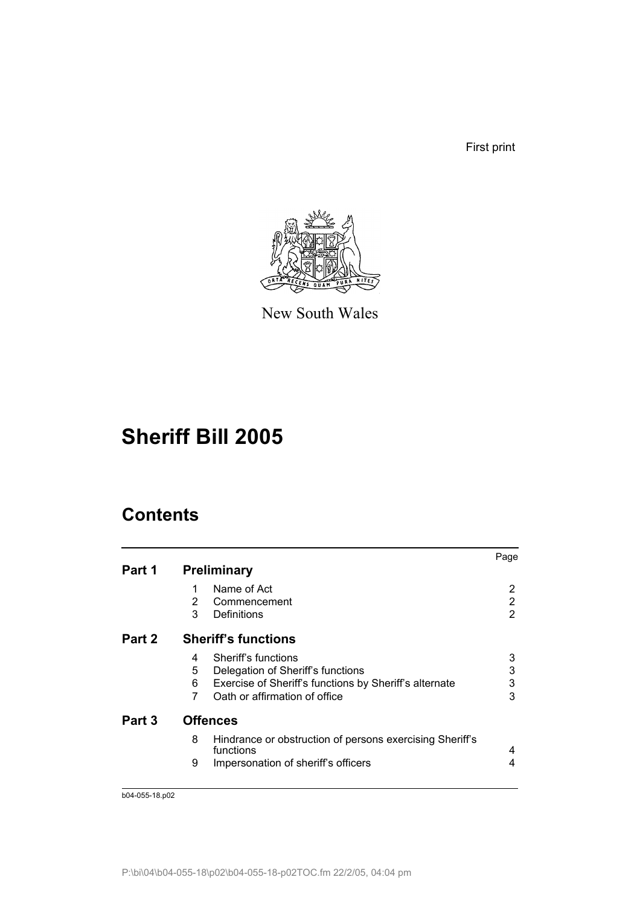First print

New South Wales

# Sheriff Bill 2005

## Contents

| | | | Page |
|---|---|---|---|
| **Part 1** | **Preliminary** | | |
| | 1 | Name of Act | 2 |
| | 2 | Commencement | 2 |
| | 3 | Definitions | 2 |
| **Part 2** | **Sheriff's functions** | | |
| | 4 | Sheriff's functions | 3 |
| | 5 | Delegation of Sheriff's functions | 3 |
| | 6 | Exercise of Sheriff's functions by Sheriff's alternate | 3 |
| | 7 | Oath or affirmation of office | 3 |
| **Part 3** | **Offences** | | |
| | 8 | Hindrance or obstruction of persons exercising Sheriff's functions | 4 |
| | 9 | Impersonation of sheriff's officers | 4 |

b04-055-18.p02

P:\bi\04\b04-055-18\p02\b04-055-18-p02TOC.fm 22/2/05, 04:04 pm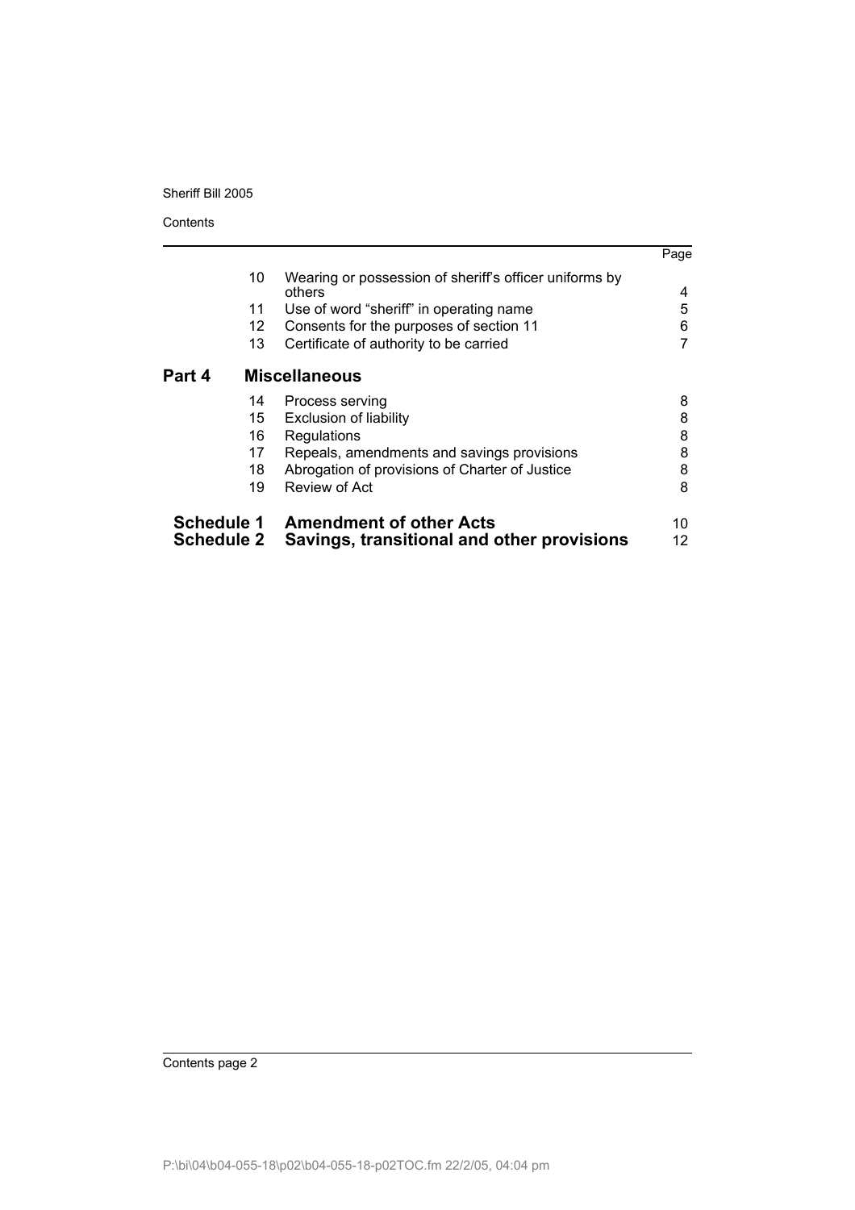| | | Page |
|---|---|---|
| 10 | Wearing or possession of sheriff's officer uniforms by others | 4 |
| 11 | Use of word "sheriff" in operating name | 5 |
| 12 | Consents for the purposes of section 11 | 6 |
| 13 | Certificate of authority to be carried | 7 |

## Part 4 Miscellaneous

| | | |
|---|---|---|
| 14 | Process serving | 8 |
| 15 | Exclusion of liability | 8 |
| 16 | Regulations | 8 |
| 17 | Repeals, amendments and savings provisions | 8 |
| 18 | Abrogation of provisions of Charter of Justice | 8 |
| 19 | Review of Act | 8 |

| | | |
|---|---|---|
| **Schedule 1** | **Amendment of other Acts** | 10 |
| **Schedule 2** | **Savings, transitional and other provisions** | 12 |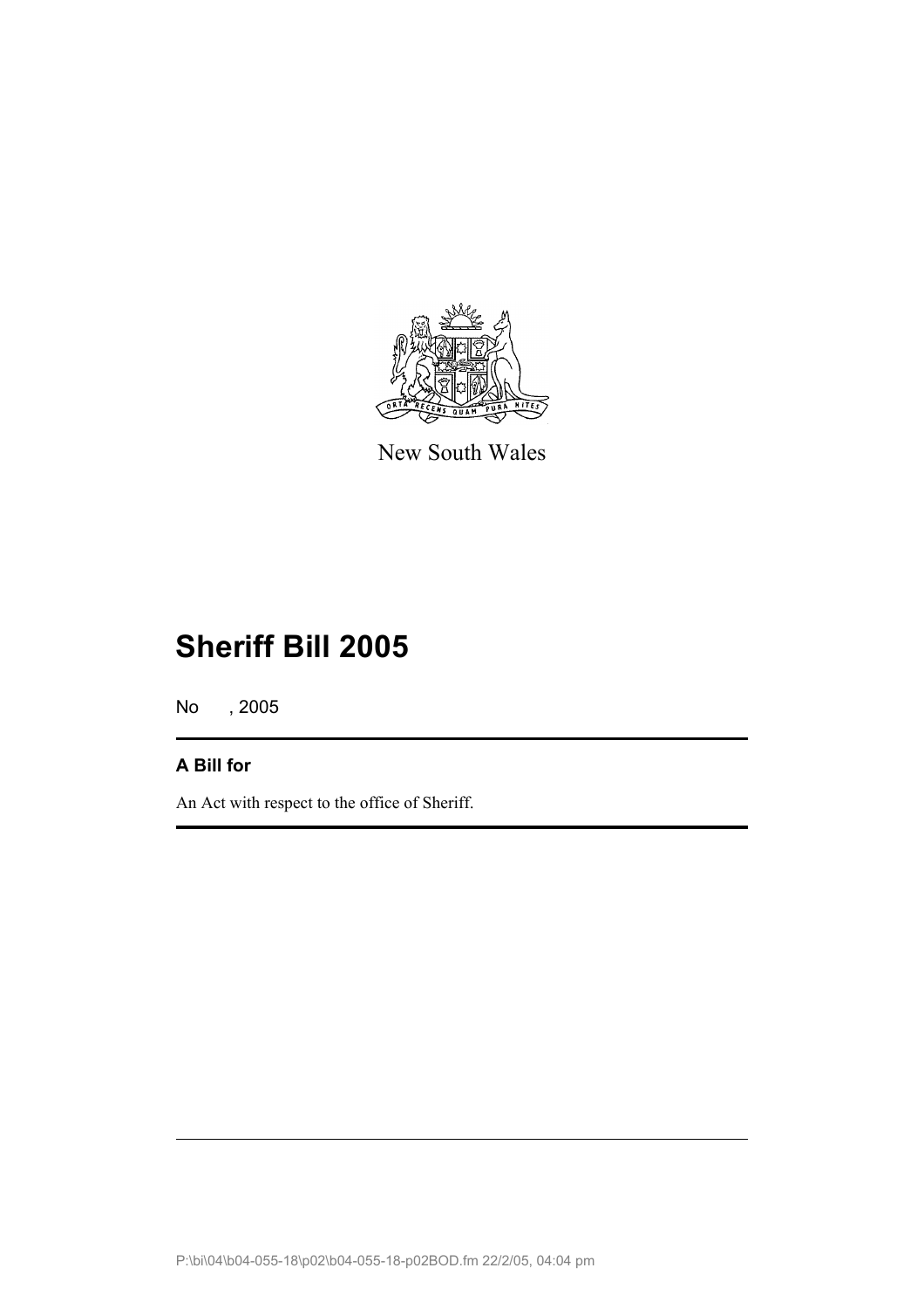New South Wales

# Sheriff Bill 2005

No , 2005

## A Bill for

An Act with respect to the office of Sheriff.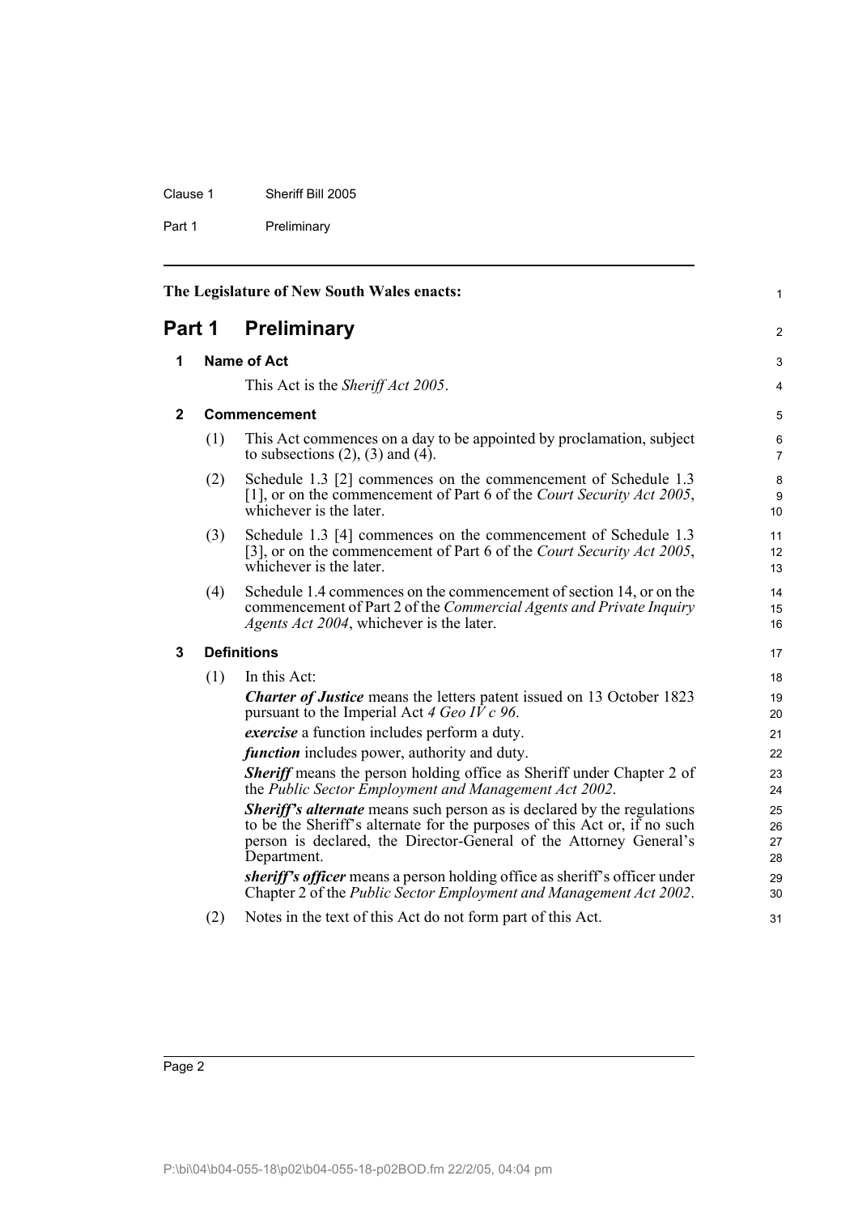The Legislature of New South Wales enacts:

# Part 1 Preliminary

## 1 Name of Act

This Act is the *Sheriff Act 2005*.

## 2 Commencement

(1) This Act commences on a day to be appointed by proclamation, subject to subsections (2), (3) and (4).

(2) Schedule 1.3 [2] commences on the commencement of Schedule 1.3 [1], or on the commencement of Part 6 of the *Court Security Act 2005*, whichever is the later.

(3) Schedule 1.3 [4] commences on the commencement of Schedule 1.3 [3], or on the commencement of Part 6 of the *Court Security Act 2005*, whichever is the later.

(4) Schedule 1.4 commences on the commencement of section 14, or on the commencement of Part 2 of the *Commercial Agents and Private Inquiry Agents Act 2004*, whichever is the later.

## 3 Definitions

(1) In this Act:

***Charter of Justice*** means the letters patent issued on 13 October 1823 pursuant to the Imperial Act *4 Geo IV c 96*.

***exercise*** a function includes perform a duty.

***function*** includes power, authority and duty.

***Sheriff*** means the person holding office as Sheriff under Chapter 2 of the *Public Sector Employment and Management Act 2002*.

***Sheriff's alternate*** means such person as is declared by the regulations to be the Sheriff's alternate for the purposes of this Act or, if no such person is declared, the Director-General of the Attorney General's Department.

***sheriff's officer*** means a person holding office as sheriff's officer under Chapter 2 of the *Public Sector Employment and Management Act 2002*.

(2) Notes in the text of this Act do not form part of this Act.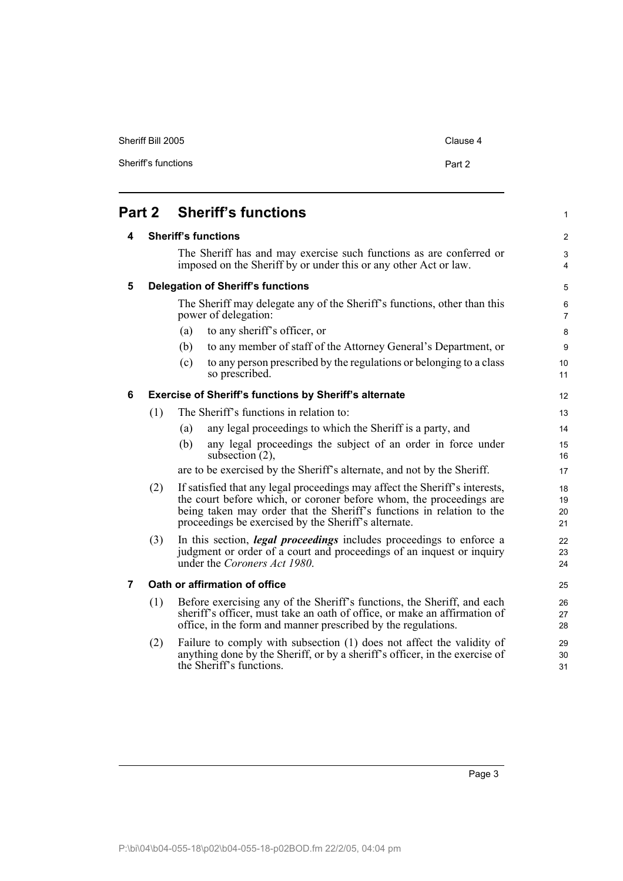# Part 2 Sheriff's functions

## 4 Sheriff's functions

The Sheriff has and may exercise such functions as are conferred or imposed on the Sheriff by or under this or any other Act or law.

## 5 Delegation of Sheriff's functions

The Sheriff may delegate any of the Sheriff's functions, other than this power of delegation:

(a) to any sheriff's officer, or

(b) to any member of staff of the Attorney General's Department, or

(c) to any person prescribed by the regulations or belonging to a class so prescribed.

## 6 Exercise of Sheriff's functions by Sheriff's alternate

(1) The Sheriff's functions in relation to:

(a) any legal proceedings to which the Sheriff is a party, and

(b) any legal proceedings the subject of an order in force under subsection (2),

are to be exercised by the Sheriff's alternate, and not by the Sheriff.

(2) If satisfied that any legal proceedings may affect the Sheriff's interests, the court before which, or coroner before whom, the proceedings are being taken may order that the Sheriff's functions in relation to the proceedings be exercised by the Sheriff's alternate.

(3) In this section, ***legal proceedings*** includes proceedings to enforce a judgment or order of a court and proceedings of an inquest or inquiry under the *Coroners Act 1980*.

## 7 Oath or affirmation of office

(1) Before exercising any of the Sheriff's functions, the Sheriff, and each sheriff's officer, must take an oath of office, or make an affirmation of office, in the form and manner prescribed by the regulations.

(2) Failure to comply with subsection (1) does not affect the validity of anything done by the Sheriff, or by a sheriff's officer, in the exercise of the Sheriff's functions.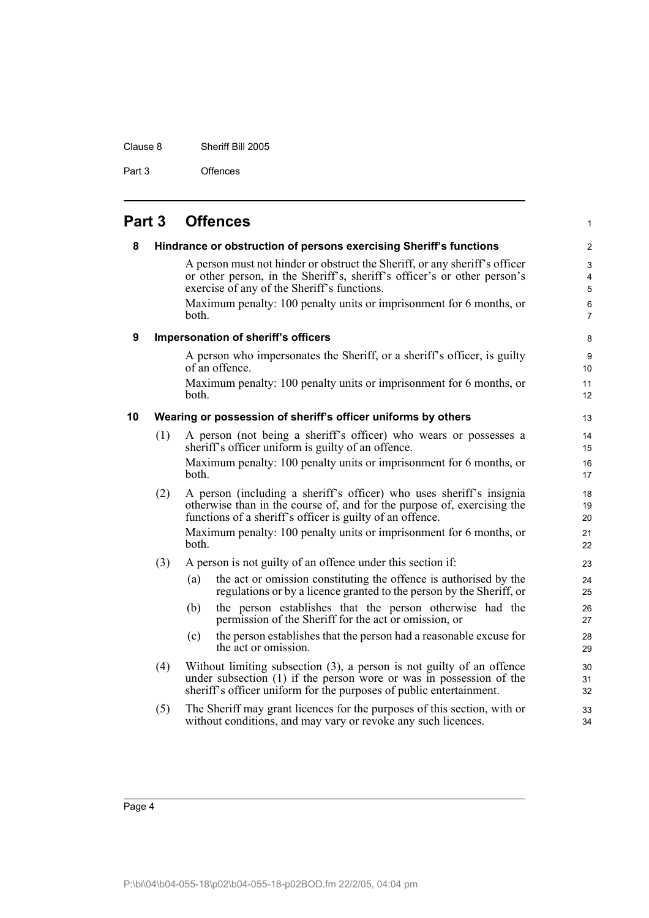## Part 3 Offences

### 8 Hindrance or obstruction of persons exercising Sheriff's functions

A person must not hinder or obstruct the Sheriff, or any sheriff's officer or other person, in the Sheriff's, sheriff's officer's or other person's exercise of any of the Sheriff's functions.

Maximum penalty: 100 penalty units or imprisonment for 6 months, or both.

### 9 Impersonation of sheriff's officers

A person who impersonates the Sheriff, or a sheriff's officer, is guilty of an offence.

Maximum penalty: 100 penalty units or imprisonment for 6 months, or both.

### 10 Wearing or possession of sheriff's officer uniforms by others

(1) A person (not being a sheriff's officer) who wears or possesses a sheriff's officer uniform is guilty of an offence.

Maximum penalty: 100 penalty units or imprisonment for 6 months, or both.

(2) A person (including a sheriff's officer) who uses sheriff's insignia otherwise than in the course of, and for the purpose of, exercising the functions of a sheriff's officer is guilty of an offence.

Maximum penalty: 100 penalty units or imprisonment for 6 months, or both.

(3) A person is not guilty of an offence under this section if:

- (a) the act or omission constituting the offence is authorised by the regulations or by a licence granted to the person by the Sheriff, or
- (b) the person establishes that the person otherwise had the permission of the Sheriff for the act or omission, or
- (c) the person establishes that the person had a reasonable excuse for the act or omission.

(4) Without limiting subsection (3), a person is not guilty of an offence under subsection (1) if the person wore or was in possession of the sheriff's officer uniform for the purposes of public entertainment.

(5) The Sheriff may grant licences for the purposes of this section, with or without conditions, and may vary or revoke any such licences.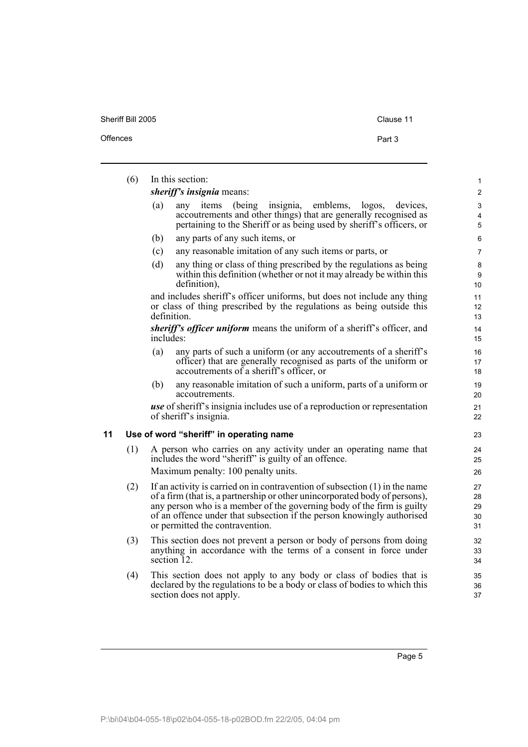(6) In this section:

***sheriff's insignia*** means:

(a) any items (being insignia, emblems, logos, devices, accoutrements and other things) that are generally recognised as pertaining to the Sheriff or as being used by sheriff's officers, or

(b) any parts of any such items, or

(c) any reasonable imitation of any such items or parts, or

(d) any thing or class of thing prescribed by the regulations as being within this definition (whether or not it may already be within this definition),

and includes sheriff's officer uniforms, but does not include any thing or class of thing prescribed by the regulations as being outside this definition.

***sheriff's officer uniform*** means the uniform of a sheriff's officer, and includes:

(a) any parts of such a uniform (or any accoutrements of a sheriff's officer) that are generally recognised as parts of the uniform or accoutrements of a sheriff's officer, or

(b) any reasonable imitation of such a uniform, parts of a uniform or accoutrements.

***use*** of sheriff's insignia includes use of a reproduction or representation of sheriff's insignia.

### 11 Use of word "sheriff" in operating name

(1) A person who carries on any activity under an operating name that includes the word "sheriff" is guilty of an offence.

Maximum penalty: 100 penalty units.

(2) If an activity is carried on in contravention of subsection (1) in the name of a firm (that is, a partnership or other unincorporated body of persons), any person who is a member of the governing body of the firm is guilty of an offence under that subsection if the person knowingly authorised or permitted the contravention.

(3) This section does not prevent a person or body of persons from doing anything in accordance with the terms of a consent in force under section 12.

(4) This section does not apply to any body or class of bodies that is declared by the regulations to be a body or class of bodies to which this section does not apply.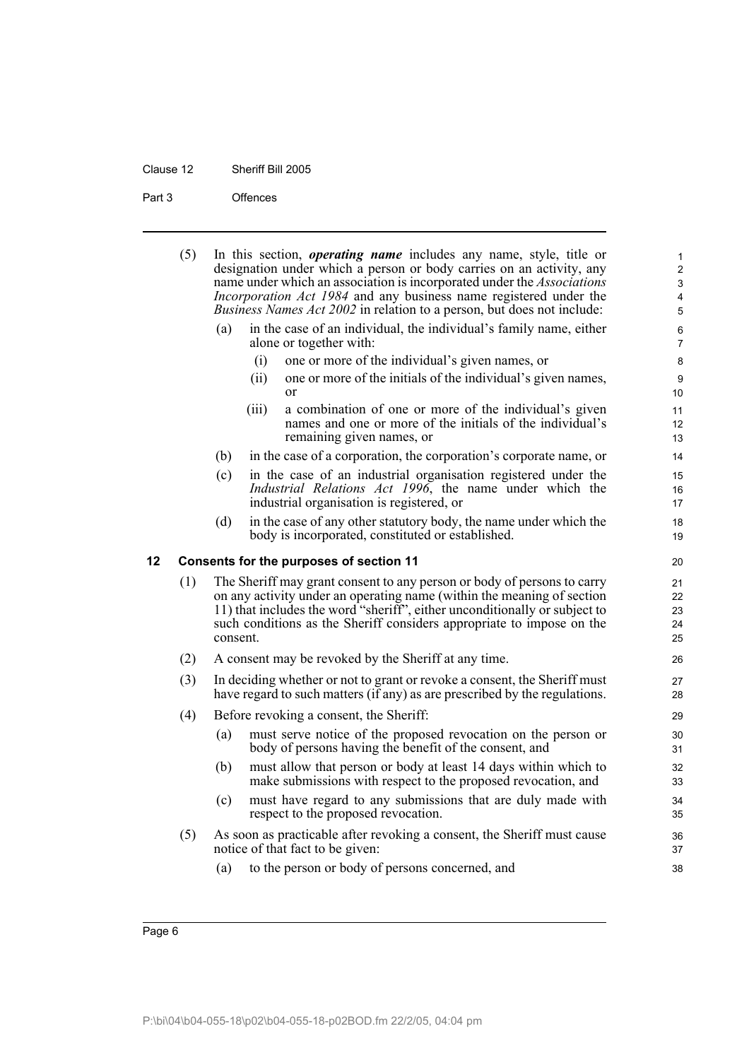(5) In this section, ***operating name*** includes any name, style, title or designation under which a person or body carries on an activity, any name under which an association is incorporated under the *Associations Incorporation Act 1984* and any business name registered under the *Business Names Act 2002* in relation to a person, but does not include:

   (a) in the case of an individual, the individual's family name, either alone or together with:

      (i) one or more of the individual's given names, or

      (ii) one or more of the initials of the individual's given names, or

      (iii) a combination of one or more of the individual's given names and one or more of the initials of the individual's remaining given names, or

   (b) in the case of a corporation, the corporation's corporate name, or

   (c) in the case of an industrial organisation registered under the *Industrial Relations Act 1996*, the name under which the industrial organisation is registered, or

   (d) in the case of any other statutory body, the name under which the body is incorporated, constituted or established.

## 12 Consents for the purposes of section 11

(1) The Sheriff may grant consent to any person or body of persons to carry on any activity under an operating name (within the meaning of section 11) that includes the word "sheriff", either unconditionally or subject to such conditions as the Sheriff considers appropriate to impose on the consent.

(2) A consent may be revoked by the Sheriff at any time.

(3) In deciding whether or not to grant or revoke a consent, the Sheriff must have regard to such matters (if any) as are prescribed by the regulations.

(4) Before revoking a consent, the Sheriff:

   (a) must serve notice of the proposed revocation on the person or body of persons having the benefit of the consent, and

   (b) must allow that person or body at least 14 days within which to make submissions with respect to the proposed revocation, and

   (c) must have regard to any submissions that are duly made with respect to the proposed revocation.

(5) As soon as practicable after revoking a consent, the Sheriff must cause notice of that fact to be given:

   (a) to the person or body of persons concerned, and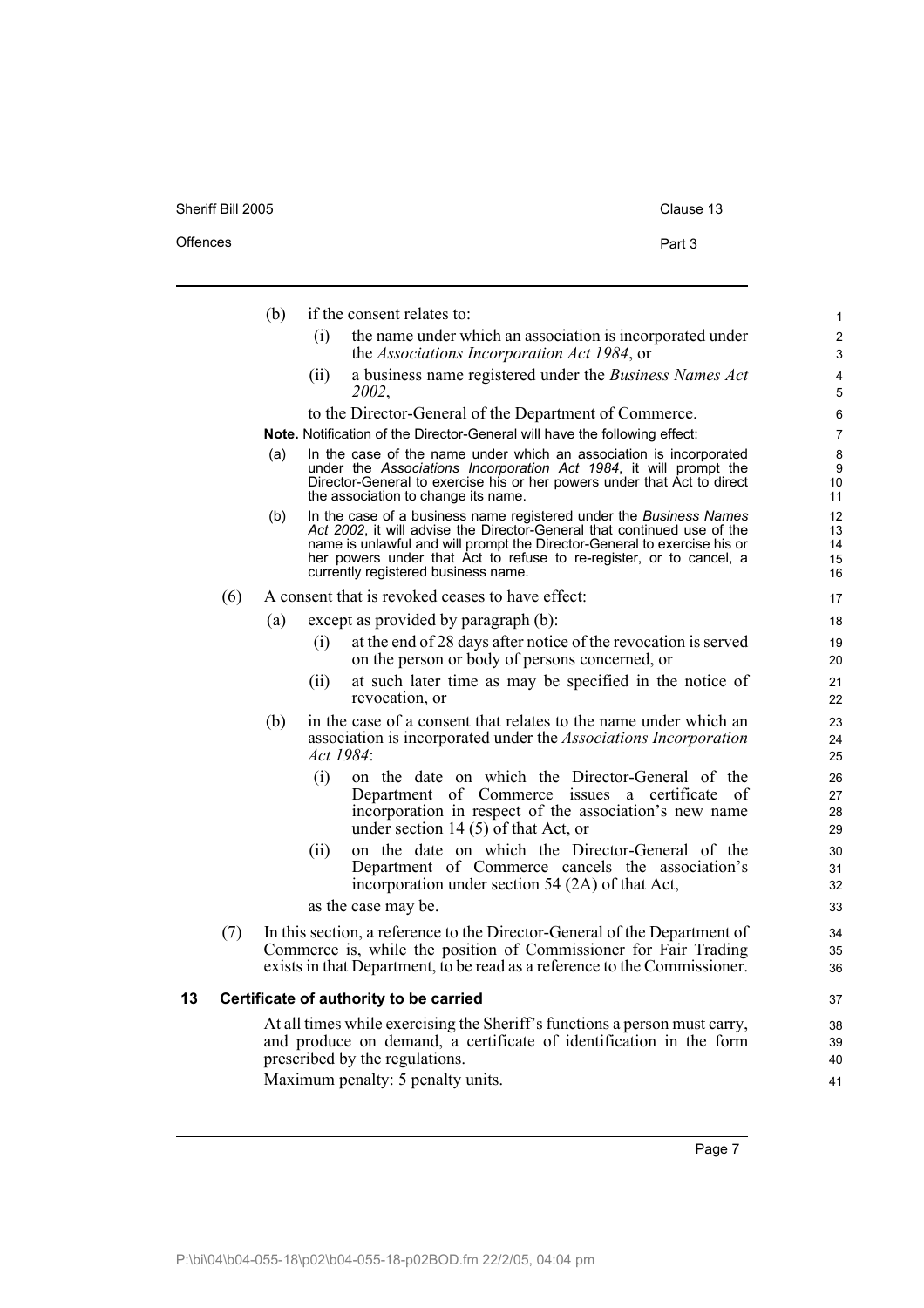(b) if the consent relates to:

(i) the name under which an association is incorporated under the *Associations Incorporation Act 1984*, or

(ii) a business name registered under the *Business Names Act 2002*,

to the Director-General of the Department of Commerce.

**Note.** Notification of the Director-General will have the following effect:

(a) In the case of the name under which an association is incorporated under the *Associations Incorporation Act 1984*, it will prompt the Director-General to exercise his or her powers under that Act to direct the association to change its name.

(b) In the case of a business name registered under the *Business Names Act 2002*, it will advise the Director-General that continued use of the name is unlawful and will prompt the Director-General to exercise his or her powers under that Act to refuse to re-register, or to cancel, a currently registered business name.

(6) A consent that is revoked ceases to have effect:

(a) except as provided by paragraph (b):

(i) at the end of 28 days after notice of the revocation is served on the person or body of persons concerned, or

(ii) at such later time as may be specified in the notice of revocation, or

(b) in the case of a consent that relates to the name under which an association is incorporated under the *Associations Incorporation Act 1984*:

(i) on the date on which the Director-General of the Department of Commerce issues a certificate of incorporation in respect of the association's new name under section 14 (5) of that Act, or

(ii) on the date on which the Director-General of the Department of Commerce cancels the association's incorporation under section 54 (2A) of that Act,

as the case may be.

(7) In this section, a reference to the Director-General of the Department of Commerce is, while the position of Commissioner for Fair Trading exists in that Department, to be read as a reference to the Commissioner.

### 13 Certificate of authority to be carried

At all times while exercising the Sheriff's functions a person must carry, and produce on demand, a certificate of identification in the form prescribed by the regulations.

Maximum penalty: 5 penalty units.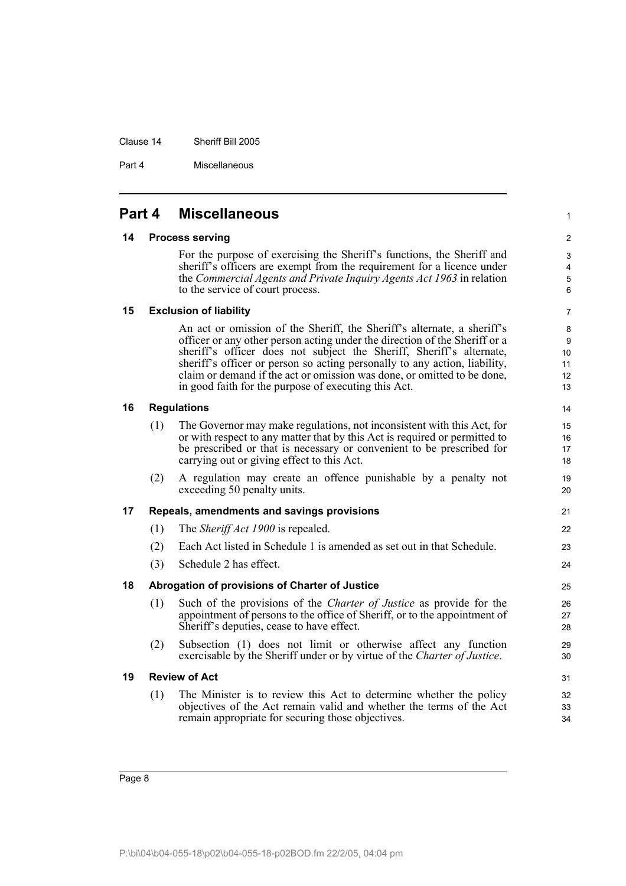## Part 4 Miscellaneous

### 14 Process serving

For the purpose of exercising the Sheriff's functions, the Sheriff and sheriff's officers are exempt from the requirement for a licence under the *Commercial Agents and Private Inquiry Agents Act 1963* in relation to the service of court process.

### 15 Exclusion of liability

An act or omission of the Sheriff, the Sheriff's alternate, a sheriff's officer or any other person acting under the direction of the Sheriff or a sheriff's officer does not subject the Sheriff, Sheriff's alternate, sheriff's officer or person so acting personally to any action, liability, claim or demand if the act or omission was done, or omitted to be done, in good faith for the purpose of executing this Act.

### 16 Regulations

(1) The Governor may make regulations, not inconsistent with this Act, for or with respect to any matter that by this Act is required or permitted to be prescribed or that is necessary or convenient to be prescribed for carrying out or giving effect to this Act.

(2) A regulation may create an offence punishable by a penalty not exceeding 50 penalty units.

### 17 Repeals, amendments and savings provisions

(1) The *Sheriff Act 1900* is repealed.

(2) Each Act listed in Schedule 1 is amended as set out in that Schedule.

(3) Schedule 2 has effect.

### 18 Abrogation of provisions of Charter of Justice

(1) Such of the provisions of the *Charter of Justice* as provide for the appointment of persons to the office of Sheriff, or to the appointment of Sheriff's deputies, cease to have effect.

(2) Subsection (1) does not limit or otherwise affect any function exercisable by the Sheriff under or by virtue of the *Charter of Justice*.

### 19 Review of Act

(1) The Minister is to review this Act to determine whether the policy objectives of the Act remain valid and whether the terms of the Act remain appropriate for securing those objectives.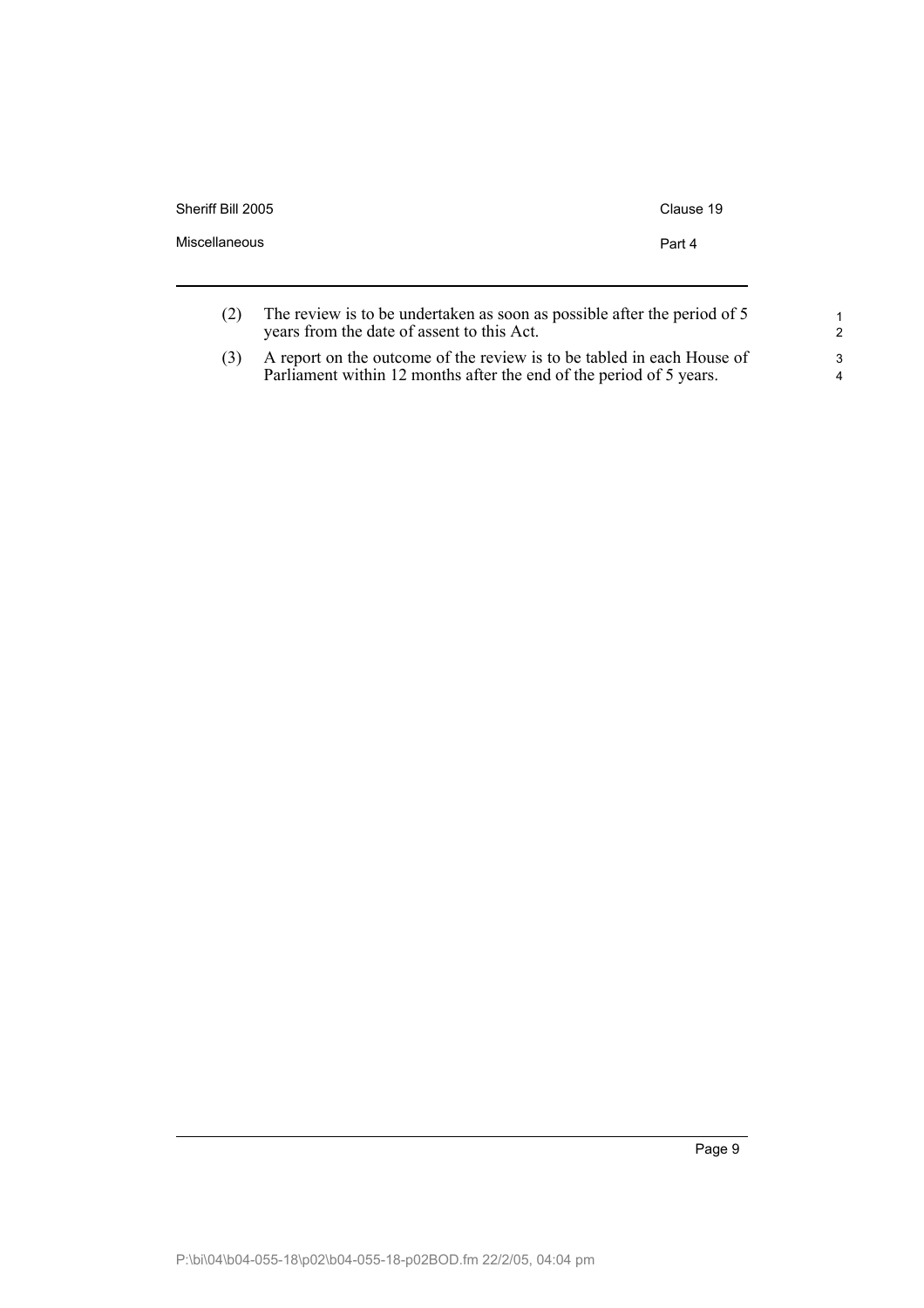(2) The review is to be undertaken as soon as possible after the period of 5 years from the date of assent to this Act.

(3) A report on the outcome of the review is to be tabled in each House of Parliament within 12 months after the end of the period of 5 years.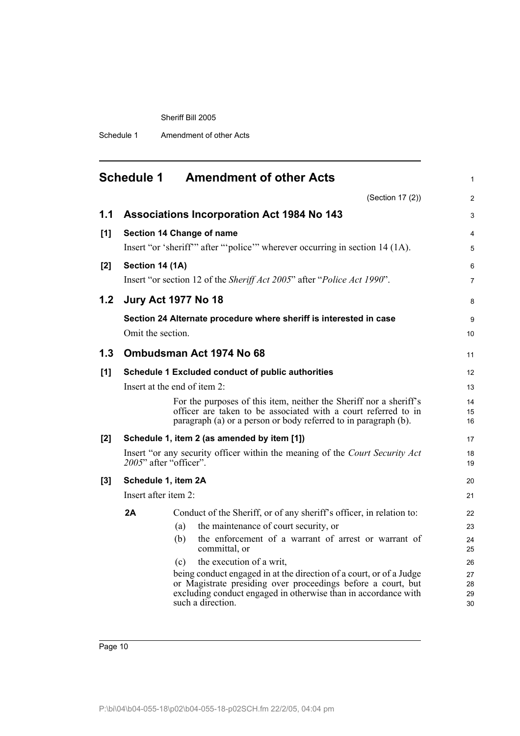## Schedule 1 Amendment of other Acts

(Section 17 (2))

### 1.1 Associations Incorporation Act 1984 No 143

**[1] Section 14 Change of name**

Insert "or 'sheriff'" after "'police'" wherever occurring in section 14 (1A).

**[2] Section 14 (1A)**

Insert "or section 12 of the *Sheriff Act 2005*" after "*Police Act 1990*".

### 1.2 Jury Act 1977 No 18

**Section 24 Alternate procedure where sheriff is interested in case**

Omit the section.

### 1.3 Ombudsman Act 1974 No 68

**[1] Schedule 1 Excluded conduct of public authorities**

Insert at the end of item 2:

> For the purposes of this item, neither the Sheriff nor a sheriff's officer are taken to be associated with a court referred to in paragraph (a) or a person or body referred to in paragraph (b).

**[2] Schedule 1, item 2 (as amended by item [1])**

Insert "or any security officer within the meaning of the *Court Security Act 2005*" after "officer".

**[3] Schedule 1, item 2A**

Insert after item 2:

> **2A** Conduct of the Sheriff, or of any sheriff's officer, in relation to:
>
> (a) the maintenance of court security, or
>
> (b) the enforcement of a warrant of arrest or warrant of committal, or
>
> (c) the execution of a writ,
>
> being conduct engaged in at the direction of a court, or of a Judge or Magistrate presiding over proceedings before a court, but excluding conduct engaged in otherwise than in accordance with such a direction.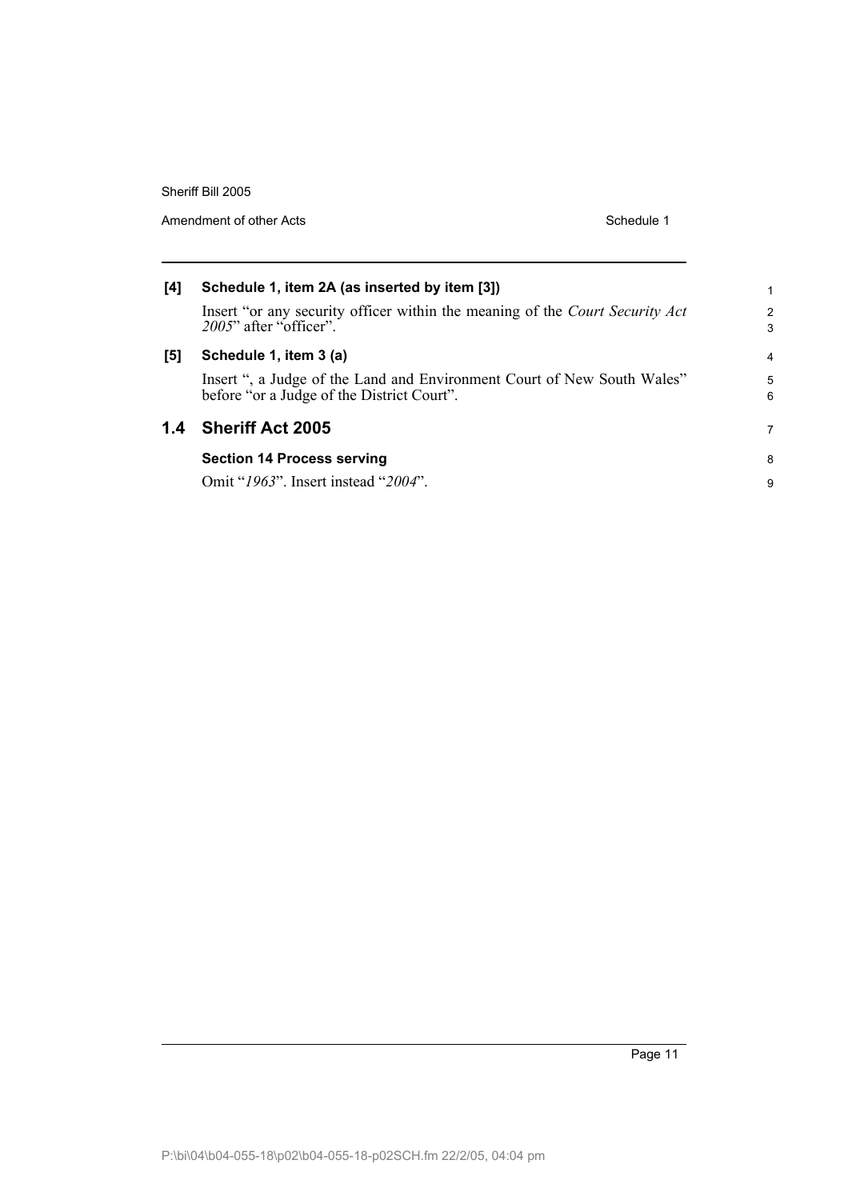**[4] Schedule 1, item 2A (as inserted by item [3])**

Insert "or any security officer within the meaning of the *Court Security Act 2005*" after "officer".

**[5] Schedule 1, item 3 (a)**

Insert ", a Judge of the Land and Environment Court of New South Wales" before "or a Judge of the District Court".

## 1.4 Sheriff Act 2005

**Section 14 Process serving**

Omit "*1963*". Insert instead "*2004*".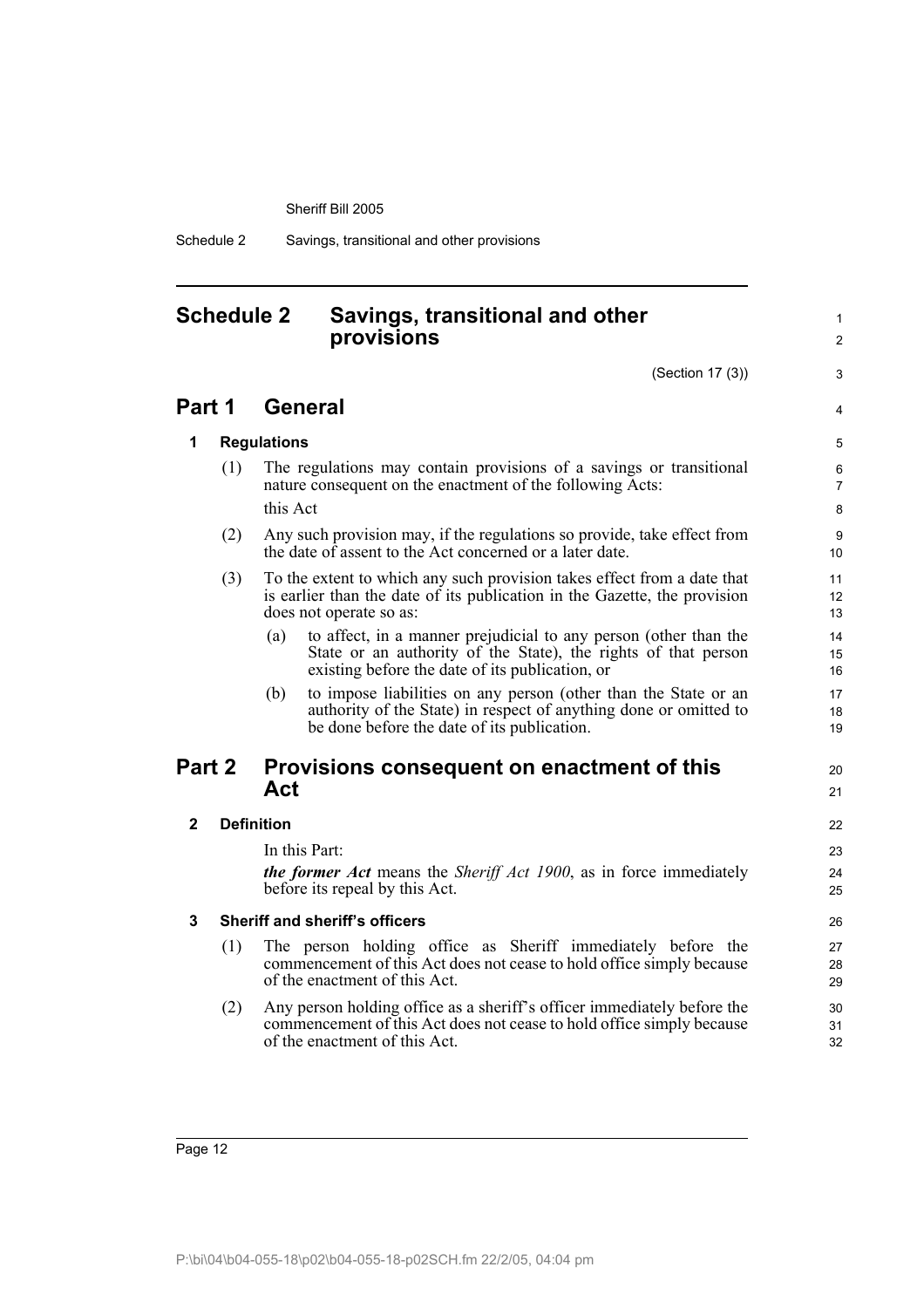# Schedule 2 Savings, transitional and other provisions

(Section 17 (3))

## Part 1 General

### 1 Regulations

(1) The regulations may contain provisions of a savings or transitional nature consequent on the enactment of the following Acts:

this Act

(2) Any such provision may, if the regulations so provide, take effect from the date of assent to the Act concerned or a later date.

(3) To the extent to which any such provision takes effect from a date that is earlier than the date of its publication in the Gazette, the provision does not operate so as:

(a) to affect, in a manner prejudicial to any person (other than the State or an authority of the State), the rights of that person existing before the date of its publication, or

(b) to impose liabilities on any person (other than the State or an authority of the State) in respect of anything done or omitted to be done before the date of its publication.

## Part 2 Provisions consequent on enactment of this Act

### 2 Definition

In this Part:

***the former Act*** means the *Sheriff Act 1900*, as in force immediately before its repeal by this Act.

### 3 Sheriff and sheriff's officers

(1) The person holding office as Sheriff immediately before the commencement of this Act does not cease to hold office simply because of the enactment of this Act.

(2) Any person holding office as a sheriff's officer immediately before the commencement of this Act does not cease to hold office simply because of the enactment of this Act.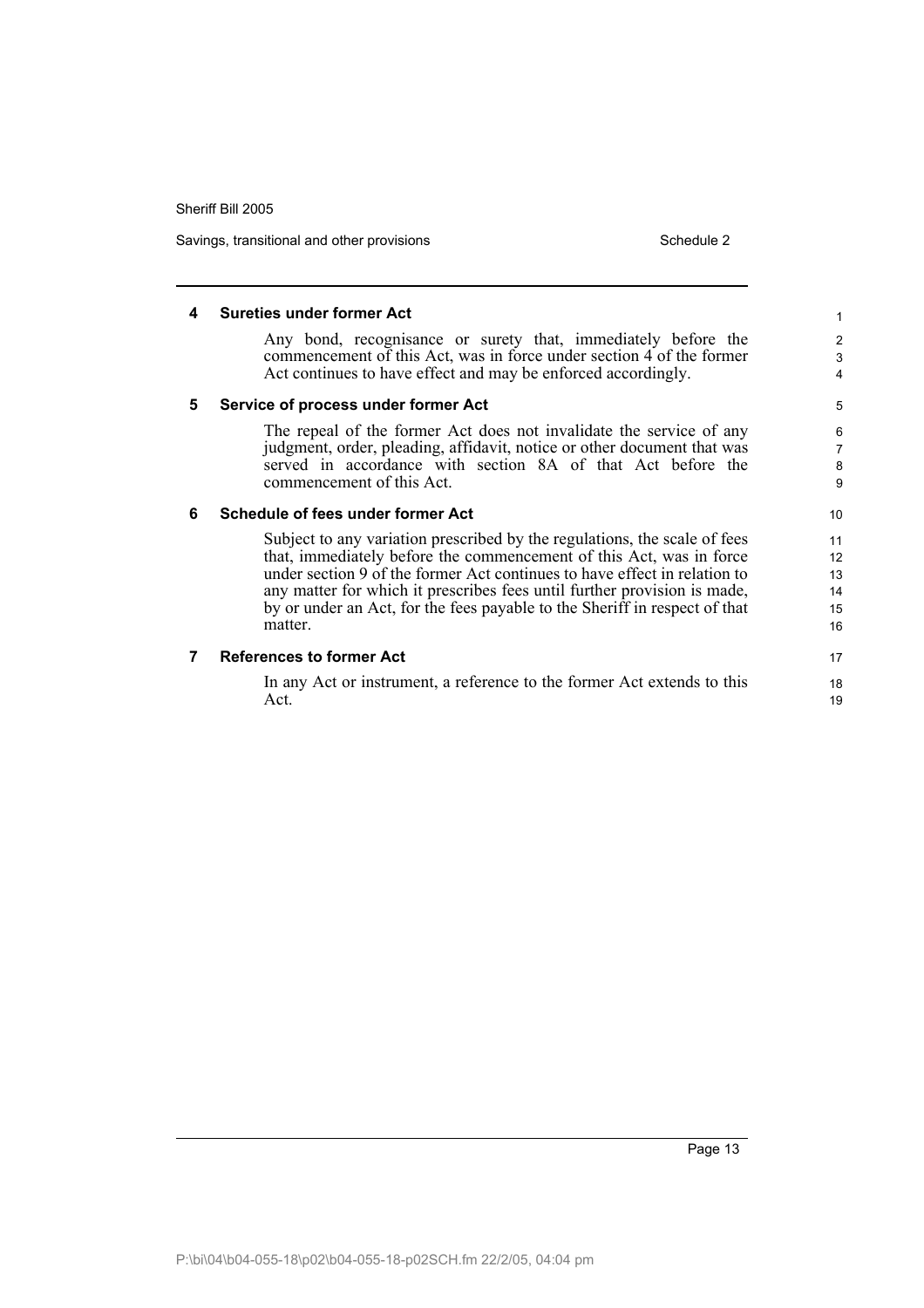### 4 Sureties under former Act

Any bond, recognisance or surety that, immediately before the commencement of this Act, was in force under section 4 of the former Act continues to have effect and may be enforced accordingly.

### 5 Service of process under former Act

The repeal of the former Act does not invalidate the service of any judgment, order, pleading, affidavit, notice or other document that was served in accordance with section 8A of that Act before the commencement of this Act.

### 6 Schedule of fees under former Act

Subject to any variation prescribed by the regulations, the scale of fees that, immediately before the commencement of this Act, was in force under section 9 of the former Act continues to have effect in relation to any matter for which it prescribes fees until further provision is made, by or under an Act, for the fees payable to the Sheriff in respect of that matter.

### 7 References to former Act

In any Act or instrument, a reference to the former Act extends to this Act.